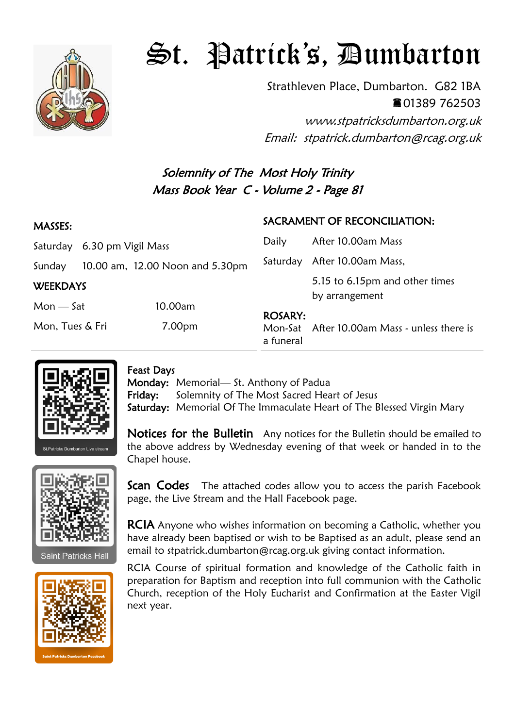# St. Patrick's, Dumbarton

Strathleven Place, Dumbarton. G82 1BA

☎01389 762503

*www.stpatricksdumbarton.org.uk*

*Email: stpatrick.dumbarton@rcag.org.uk*

## *Solemnity of The Most Holy Trinity*
## *Mass Book Year C - Volume 2 - Page 81*

**MASSES:**

| | |
|---|---|
| Saturday | 6.30 pm Vigil Mass |
| Sunday | 10.00 am, 12.00 Noon and 5.30pm |

**WEEKDAYS**

| | |
|---|---|
| Mon — Sat | 10.00am |
| Mon, Tues & Fri | 7.00pm |

**SACRAMENT OF RECONCILIATION:**

| | |
|---|---|
| Daily | After 10.00am Mass |
| Saturday | After 10.00am Mass, 5.15 to 6.15pm and other times by arrangement |

**ROSARY:**

Mon-Sat After 10.00am Mass - unless there is a funeral

St.Patricks Dumbarton Live stream

Saint Patricks Hall

Saint Patricks Dumbarton Facebook

**Feast Days**

**Monday:** Memorial— St. Anthony of Padua

**Friday:** Solemnity of The Most Sacred Heart of Jesus

**Saturday:** Memorial Of The Immaculate Heart of The Blessed Virgin Mary

**Notices for the Bulletin** Any notices for the Bulletin should be emailed to the above address by Wednesday evening of that week or handed in to the Chapel house.

**Scan Codes** The attached codes allow you to access the parish Facebook page, the Live Stream and the Hall Facebook page.

**RCIA** Anyone who wishes information on becoming a Catholic, whether you have already been baptised or wish to be Baptised as an adult, please send an email to stpatrick.dumbarton@rcag.org.uk giving contact information.

RCIA Course of spiritual formation and knowledge of the Catholic faith in preparation for Baptism and reception into full communion with the Catholic Church, reception of the Holy Eucharist and Confirmation at the Easter Vigil next year.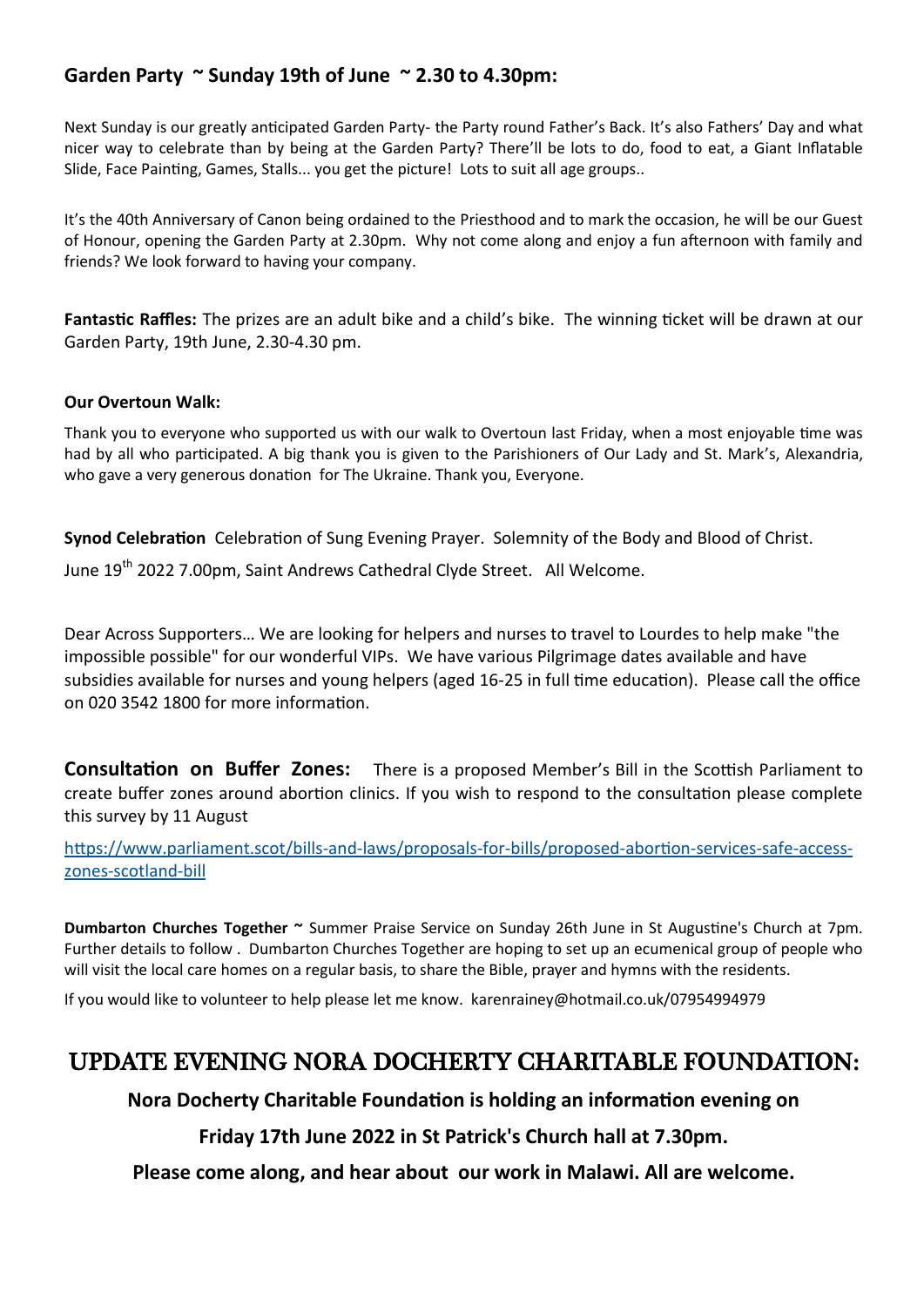## Garden Party ~ Sunday 19th of June ~ 2.30 to 4.30pm:

Next Sunday is our greatly anticipated Garden Party- the Party round Father's Back. It's also Fathers' Day and what nicer way to celebrate than by being at the Garden Party? There'll be lots to do, food to eat, a Giant Inflatable Slide, Face Painting, Games, Stalls... you get the picture! Lots to suit all age groups..

It's the 40th Anniversary of Canon being ordained to the Priesthood and to mark the occasion, he will be our Guest of Honour, opening the Garden Party at 2.30pm. Why not come along and enjoy a fun afternoon with family and friends? We look forward to having your company.

**Fantastic Raffles:** The prizes are an adult bike and a child's bike. The winning ticket will be drawn at our Garden Party, 19th June, 2.30-4.30 pm.

**Our Overtoun Walk:**

Thank you to everyone who supported us with our walk to Overtoun last Friday, when a most enjoyable time was had by all who participated. A big thank you is given to the Parishioners of Our Lady and St. Mark's, Alexandria, who gave a very generous donation for The Ukraine. Thank you, Everyone.

**Synod Celebration** Celebration of Sung Evening Prayer. Solemnity of the Body and Blood of Christ.

June 19th 2022 7.00pm, Saint Andrews Cathedral Clyde Street. All Welcome.

Dear Across Supporters… We are looking for helpers and nurses to travel to Lourdes to help make "the impossible possible" for our wonderful VIPs. We have various Pilgrimage dates available and have subsidies available for nurses and young helpers (aged 16-25 in full time education). Please call the office on 020 3542 1800 for more information.

**Consultation on Buffer Zones:** There is a proposed Member's Bill in the Scottish Parliament to create buffer zones around abortion clinics. If you wish to respond to the consultation please complete this survey by 11 August

https://www.parliament.scot/bills-and-laws/proposals-for-bills/proposed-abortion-services-safe-access-zones-scotland-bill

**Dumbarton Churches Together ~** Summer Praise Service on Sunday 26th June in St Augustine's Church at 7pm. Further details to follow . Dumbarton Churches Together are hoping to set up an ecumenical group of people who will visit the local care homes on a regular basis, to share the Bible, prayer and hymns with the residents.

If you would like to volunteer to help please let me know. karenrainey@hotmail.co.uk/07954994979

## UPDATE EVENING NORA DOCHERTY CHARITABLE FOUNDATION:

**Nora Docherty Charitable Foundation is holding an information evening on**

**Friday 17th June 2022 in St Patrick's Church hall at 7.30pm.**

**Please come along, and hear about our work in Malawi. All are welcome.**